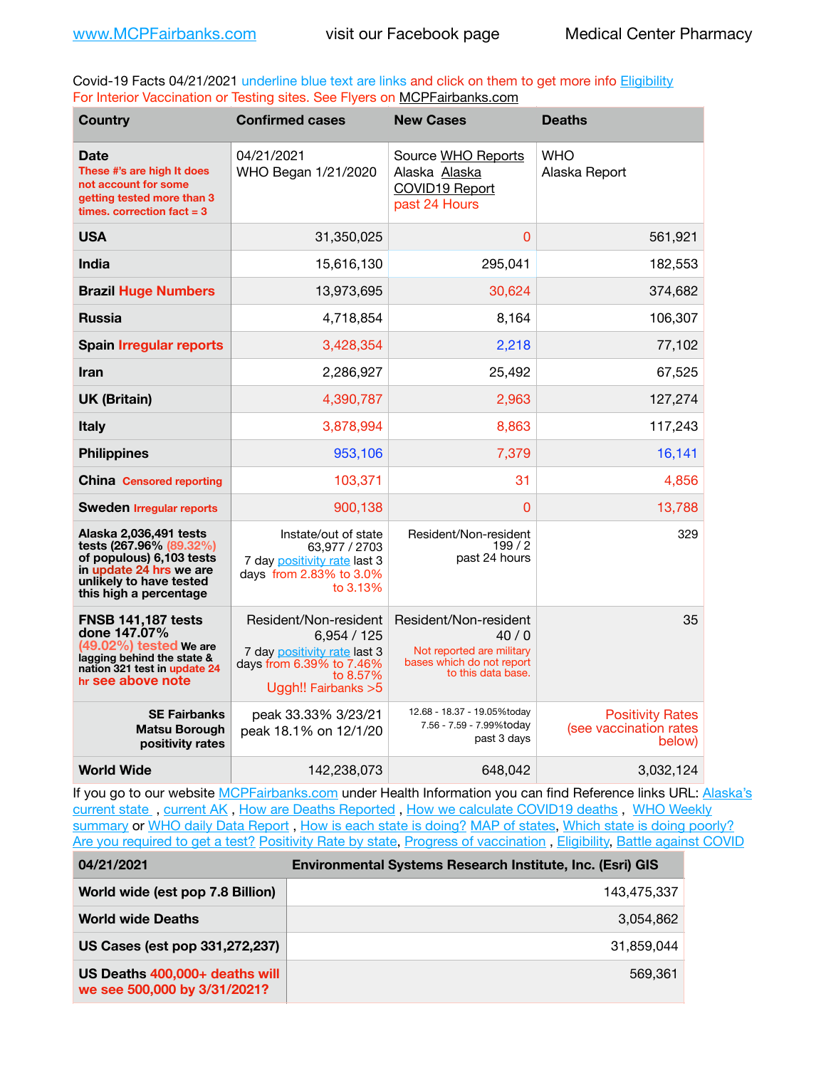www.MCPFairbanks.com visit our Facebook page Medical Center Pharmacy

Covid-19 Facts 04/21/2021 underline blue text are links and click on them to get more info Eligibility
For Interior Vaccination or Testing sites. See Flyers on MCPFairbanks.com

| Country | Confirmed cases | New Cases | Deaths |
|---|---|---|---|
| **Date** These #'s are high It does not account for some getting tested more than 3 times. correction fact = 3 | 04/21/2021 WHO Began 1/21/2020 | Source WHO Reports Alaska Alaska COVID19 Report past 24 Hours | WHO Alaska Report |
| **USA** | 31,350,025 | 0 | 561,921 |
| **India** | 15,616,130 | 295,041 | 182,553 |
| **Brazil** Huge Numbers | 13,973,695 | 30,624 | 374,682 |
| **Russia** | 4,718,854 | 8,164 | 106,307 |
| **Spain** Irregular reports | 3,428,354 | 2,218 | 77,102 |
| **Iran** | 2,286,927 | 25,492 | 67,525 |
| **UK (Britain)** | 4,390,787 | 2,963 | 127,274 |
| **Italy** | 3,878,994 | 8,863 | 117,243 |
| **Philippines** | 953,106 | 7,379 | 16,141 |
| **China** Censored reporting | 103,371 | 31 | 4,856 |
| **Sweden** Irregular reports | 900,138 | 0 | 13,788 |
| **Alaska 2,036,491 tests tests (267.96% (89.32%) of populous) 6,103 tests in update 24 hrs we are unlikely to have tested this high a percentage** | Instate/out of state 63,977 / 2703 7 day positivity rate last 3 days from 2.83% to 3.0% to 3.13% | Resident/Non-resident 199 / 2 past 24 hours | 329 |
| **FNSB 141,187 tests done 147.07% (49.02%) tested We are lagging behind the state & nation 321 test in update 24 hr see above note** | Resident/Non-resident 6,954 / 125 7 day positivity rate last 3 days from 6.39% to 7.46% to 8.57% Uggh!! Fairbanks >5 | Resident/Non-resident 40 / 0 Not reported are military bases which do not report to this data base. | 35 |
| **SE Fairbanks Matsu Borough positivity rates** | peak 33.33% 3/23/21 peak 18.1% on 12/1/20 | 12.68 - 18.37 - 19.05%today 7.56 - 7.59 - 7.99%today past 3 days | Positivity Rates (see vaccination rates below) |
| **World Wide** | 142,238,073 | 648,042 | 3,032,124 |

If you go to our website MCPFairbanks.com under Health Information you can find Reference links URL: Alaska's current state , current AK , How are Deaths Reported , How we calculate COVID19 deaths , WHO Weekly summary or WHO daily Data Report , How is each state is doing? MAP of states, Which state is doing poorly? Are you required to get a test? Positivity Rate by state, Progress of vaccination , Eligibility, Battle against COVID

| 04/21/2021 | Environmental Systems Research Institute, Inc. (Esri) GIS |
|---|---|
| **World wide (est pop 7.8 Billion)** | 143,475,337 |
| **World wide Deaths** | 3,054,862 |
| **US Cases (est pop 331,272,237)** | 31,859,044 |
| **US Deaths** 400,000+ deaths will we see 500,000 by 3/31/2021? | 569,361 |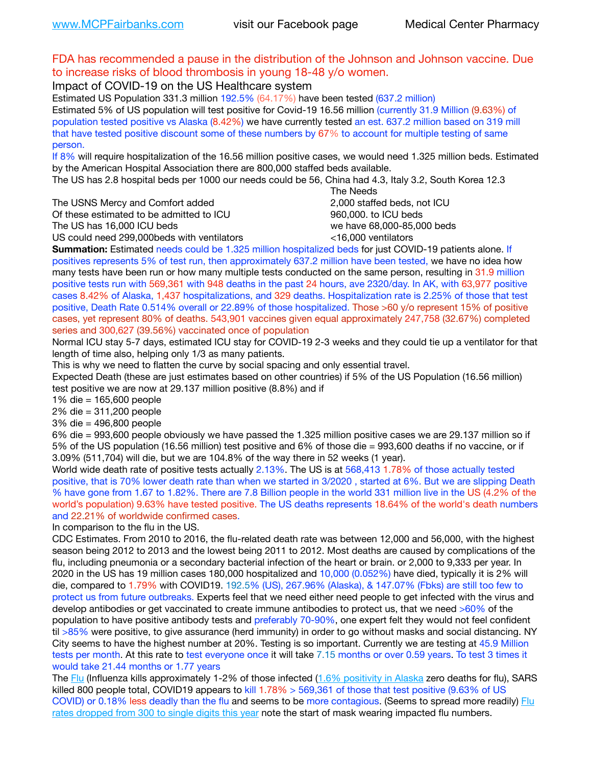www.MCPFairbanks.com visit our Facebook page Medical Center Pharmacy

FDA has recommended a pause in the distribution of the Johnson and Johnson vaccine. Due to increase risks of blood thrombosis in young 18-48 y/o women.

## Impact of COVID-19 on the US Healthcare system

Estimated US Population 331.3 million 192.5% (64.17%) have been tested (637.2 million)

Estimated 5% of US population will test positive for Covid-19 16.56 million (currently 31.9 Million (9.63%) of population tested positive vs Alaska (8.42%) we have currently tested an est. 637.2 million based on 319 mill that have tested positive discount some of these numbers by 67% to account for multiple testing of same person.

If 8% will require hospitalization of the 16.56 million positive cases, we would need 1.325 million beds. Estimated by the American Hospital Association there are 800,000 staffed beds available.

The US has 2.8 hospital beds per 1000 our needs could be 56, China had 4.3, Italy 3.2, South Korea 12.3

| | The Needs |
|---|---|
| The USNS Mercy and Comfort added | 2,000 staffed beds, not ICU |
| Of these estimated to be admitted to ICU | 960,000. to ICU beds |
| The US has 16,000 ICU beds | we have 68,000-85,000 beds |
| US could need 299,000beds with ventilators | <16,000 ventilators |

**Summation:** Estimated needs could be 1.325 million hospitalized beds for just COVID-19 patients alone. If positives represents 5% of test run, then approximately 637.2 million have been tested, we have no idea how many tests have been run or how many multiple tests conducted on the same person, resulting in 31.9 million positive tests run with 569,361 with 948 deaths in the past 24 hours, ave 2320/day. In AK, with 63,977 positive cases 8.42% of Alaska, 1,437 hospitalizations, and 329 deaths. Hospitalization rate is 2.25% of those that test positive, Death Rate 0.514% overall or 22.89% of those hospitalized. Those >60 y/o represent 15% of positive cases, yet represent 80% of deaths. 543,901 vaccines given equal approximately 247,758 (32.67%) completed series and 300,627 (39.56%) vaccinated once of population

Normal ICU stay 5-7 days, estimated ICU stay for COVID-19 2-3 weeks and they could tie up a ventilator for that length of time also, helping only 1/3 as many patients.

This is why we need to flatten the curve by social spacing and only essential travel.

Expected Death (these are just estimates based on other countries) if 5% of the US Population (16.56 million) test positive we are now at 29.137 million positive (8.8%) and if

1% die = 165,600 people

2% die = 311,200 people

3% die = 496,800 people

6% die = 993,600 people obviously we have passed the 1.325 million positive cases we are 29.137 million so if 5% of the US population (16.56 million) test positive and 6% of those die = 993,600 deaths if no vaccine, or if 3.09% (511,704) will die, but we are 104.8% of the way there in 52 weeks (1 year).

World wide death rate of positive tests actually 2.13%. The US is at 568,413 1.78% of those actually tested positive, that is 70% lower death rate than when we started in 3/2020 , started at 6%. But we are slipping Death % have gone from 1.67 to 1.82%. There are 7.8 Billion people in the world 331 million live in the US (4.2% of the world's population) 9.63% have tested positive. The US deaths represents 18.64% of the world's death numbers and 22.21% of worldwide confirmed cases.

In comparison to the flu in the US.

CDC Estimates. From 2010 to 2016, the flu-related death rate was between 12,000 and 56,000, with the highest season being 2012 to 2013 and the lowest being 2011 to 2012. Most deaths are caused by complications of the flu, including pneumonia or a secondary bacterial infection of the heart or brain. or 2,000 to 9,333 per year. In 2020 in the US has 19 million cases 180,000 hospitalized and 10,000 (0.052%) have died, typically it is 2% will die, compared to 1.79% with COVID19. 192.5% (US), 267.96% (Alaska), & 147.07% (Fbks) are still too few to protect us from future outbreaks. Experts feel that we need either need people to get infected with the virus and develop antibodies or get vaccinated to create immune antibodies to protect us, that we need >60% of the population to have positive antibody tests and preferably 70-90%, one expert felt they would not feel confident til >85% were positive, to give assurance (herd immunity) in order to go without masks and social distancing. NY City seems to have the highest number at 20%. Testing is so important. Currently we are testing at 45.9 Million tests per month. At this rate to test everyone once it will take 7.15 months or over 0.59 years. To test 3 times it would take 21.44 months or 1.77 years

The Flu (Influenza kills approximately 1-2% of those infected (1.6% positivity in Alaska zero deaths for flu), SARS killed 800 people total, COVID19 appears to kill 1.78% > 569,361 of those that test positive (9.63% of US COVID) or 0.18% less deadly than the flu and seems to be more contagious. (Seems to spread more readily) Flu rates dropped from 300 to single digits this year note the start of mask wearing impacted flu numbers.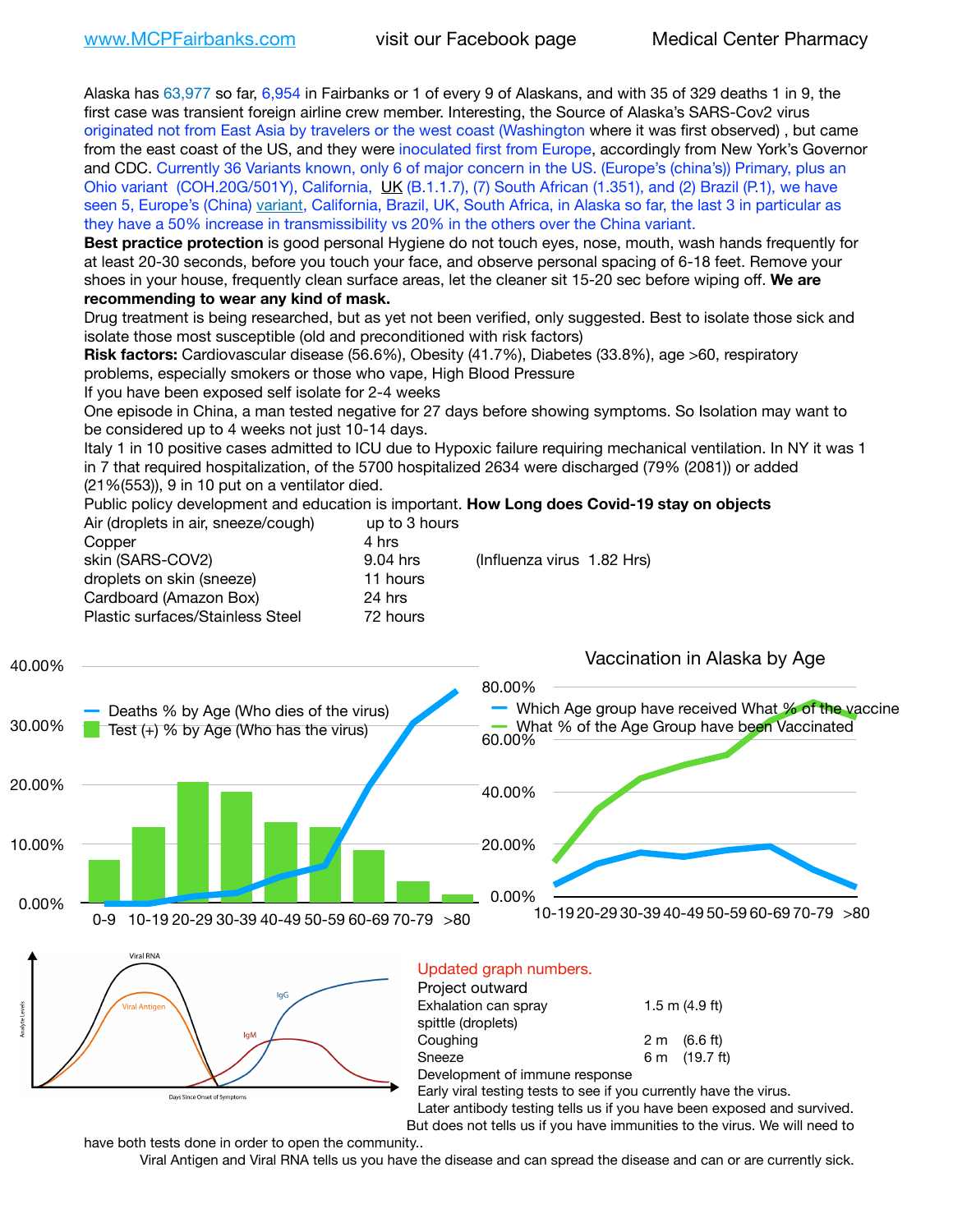www.MCPFairbanks.com visit our Facebook page Medical Center Pharmacy

Alaska has 63,977 so far, 6,954 in Fairbanks or 1 of every 9 of Alaskans, and with 35 of 329 deaths 1 in 9, the first case was transient foreign airline crew member. Interesting, the Source of Alaska's SARS-Cov2 virus originated not from East Asia by travelers or the west coast (Washington where it was first observed) , but came from the east coast of the US, and they were inoculated first from Europe, accordingly from New York's Governor and CDC. Currently 36 Variants known, only 6 of major concern in the US. (Europe's (china's)) Primary, plus an Ohio variant (COH.20G/501Y), California, UK (B.1.1.7), (7) South African (1.351), and (2) Brazil (P.1), we have seen 5, Europe's (China) variant, California, Brazil, UK, South Africa, in Alaska so far, the last 3 in particular as they have a 50% increase in transmissibility vs 20% in the others over the China variant.

**Best practice protection** is good personal Hygiene do not touch eyes, nose, mouth, wash hands frequently for at least 20-30 seconds, before you touch your face, and observe personal spacing of 6-18 feet. Remove your shoes in your house, frequently clean surface areas, let the cleaner sit 15-20 sec before wiping off. **We are recommending to wear any kind of mask.**

Drug treatment is being researched, but as yet not been verified, only suggested. Best to isolate those sick and isolate those most susceptible (old and preconditioned with risk factors)

**Risk factors:** Cardiovascular disease (56.6%), Obesity (41.7%), Diabetes (33.8%), age >60, respiratory problems, especially smokers or those who vape, High Blood Pressure

If you have been exposed self isolate for 2-4 weeks

One episode in China, a man tested negative for 27 days before showing symptoms. So Isolation may want to be considered up to 4 weeks not just 10-14 days.

Italy 1 in 10 positive cases admitted to ICU due to Hypoxic failure requiring mechanical ventilation. In NY it was 1 in 7 that required hospitalization, of the 5700 hospitalized 2634 were discharged (79% (2081)) or added (21%(553)), 9 in 10 put on a ventilator died.

Public policy development and education is important. **How Long does Covid-19 stay on objects**

| | | |
|---|---|---|
| Air (droplets in air, sneeze/cough) | up to 3 hours | |
| Copper | 4 hrs | |
| skin (SARS-COV2) | 9.04 hrs | (Influenza virus 1.82 Hrs) |
| droplets on skin (sneeze) | 11 hours | |
| Cardboard (Amazon Box) | 24 hrs | |
| Plastic surfaces/Stainless Steel | 72 hours | |

Deaths % by Age (Who dies of the virus)
Test (+) % by Age (Who has the virus)

Vaccination in Alaska by Age

Which Age group have received What % of the vaccine
What % of the Age Group have been Vaccinated

Updated graph numbers.

Project outward

| | |
|---|---|
| Exhalation can spray spittle (droplets) | 1.5 m (4.9 ft) |
| Coughing | 2 m (6.6 ft) |
| Sneeze | 6 m (19.7 ft) |

Development of immune response

Early viral testing tests to see if you currently have the virus.

Later antibody testing tells us if you have been exposed and survived. But does not tells us if you have immunities to the virus. We will need to have both tests done in order to open the community..

Viral Antigen and Viral RNA tells us you have the disease and can spread the disease and can or are currently sick.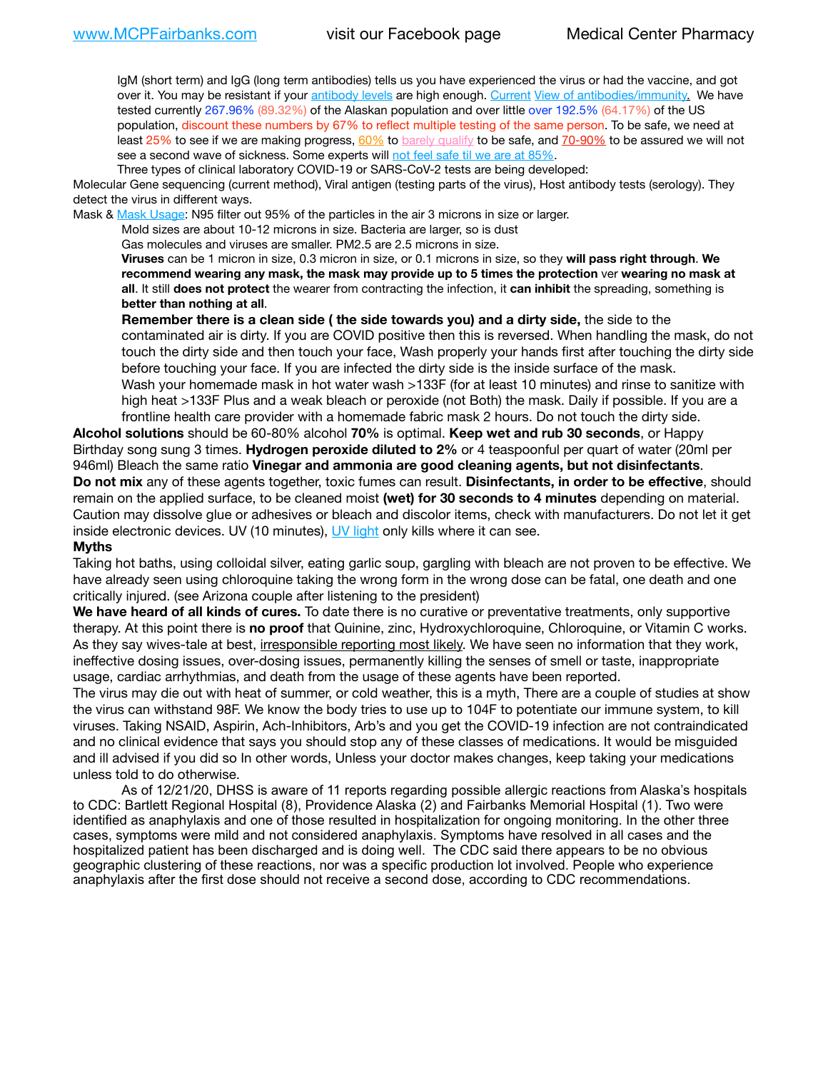IgM (short term) and IgG (long term antibodies) tells us you have experienced the virus or had the vaccine, and got over it. You may be resistant if your antibody levels are high enough. Current View of antibodies/immunity. We have tested currently 267.96% (89.32%) of the Alaskan population and over little over 192.5% (64.17%) of the US population, discount these numbers by 67% to reflect multiple testing of the same person. To be safe, we need at least 25% to see if we are making progress, 60% to barely qualify to be safe, and 70-90% to be assured we will not see a second wave of sickness. Some experts will not feel safe til we are at 85%.

Three types of clinical laboratory COVID-19 or SARS-CoV-2 tests are being developed:

Molecular Gene sequencing (current method), Viral antigen (testing parts of the virus), Host antibody tests (serology). They detect the virus in different ways.

Mask & Mask Usage: N95 filter out 95% of the particles in the air 3 microns in size or larger.

Mold sizes are about 10-12 microns in size. Bacteria are larger, so is dust

Gas molecules and viruses are smaller. PM2.5 are 2.5 microns in size.

**Viruses** can be 1 micron in size, 0.3 micron in size, or 0.1 microns in size, so they **will pass right through**. **We recommend wearing any mask, the mask may provide up to 5 times the protection** ver **wearing no mask at all**. It still **does not protect** the wearer from contracting the infection, it **can inhibit** the spreading, something is **better than nothing at all**.

**Remember there is a clean side ( the side towards you) and a dirty side,** the side to the contaminated air is dirty. If you are COVID positive then this is reversed. When handling the mask, do not touch the dirty side and then touch your face, Wash properly your hands first after touching the dirty side before touching your face. If you are infected the dirty side is the inside surface of the mask.

Wash your homemade mask in hot water wash >133F (for at least 10 minutes) and rinse to sanitize with high heat >133F Plus and a weak bleach or peroxide (not Both) the mask. Daily if possible. If you are a frontline health care provider with a homemade fabric mask 2 hours. Do not touch the dirty side.

**Alcohol solutions** should be 60-80% alcohol **70%** is optimal. **Keep wet and rub 30 seconds**, or Happy Birthday song sung 3 times. **Hydrogen peroxide diluted to 2%** or 4 teaspoonful per quart of water (20ml per 946ml) Bleach the same ratio **Vinegar and ammonia are good cleaning agents, but not disinfectants**.

**Do not mix** any of these agents together, toxic fumes can result. **Disinfectants, in order to be effective**, should remain on the applied surface, to be cleaned moist **(wet) for 30 seconds to 4 minutes** depending on material. Caution may dissolve glue or adhesives or bleach and discolor items, check with manufacturers. Do not let it get inside electronic devices. UV (10 minutes), UV light only kills where it can see.

**Myths**

Taking hot baths, using colloidal silver, eating garlic soup, gargling with bleach are not proven to be effective. We have already seen using chloroquine taking the wrong form in the wrong dose can be fatal, one death and one critically injured. (see Arizona couple after listening to the president)

**We have heard of all kinds of cures.** To date there is no curative or preventative treatments, only supportive therapy. At this point there is **no proof** that Quinine, zinc, Hydroxychloroquine, Chloroquine, or Vitamin C works. As they say wives-tale at best, irresponsible reporting most likely. We have seen no information that they work, ineffective dosing issues, over-dosing issues, permanently killing the senses of smell or taste, inappropriate usage, cardiac arrhythmias, and death from the usage of these agents have been reported.

The virus may die out with heat of summer, or cold weather, this is a myth, There are a couple of studies at show the virus can withstand 98F. We know the body tries to use up to 104F to potentiate our immune system, to kill viruses. Taking NSAID, Aspirin, Ach-Inhibitors, Arb's and you get the COVID-19 infection are not contraindicated and no clinical evidence that says you should stop any of these classes of medications. It would be misguided and ill advised if you did so In other words, Unless your doctor makes changes, keep taking your medications unless told to do otherwise.

As of 12/21/20, DHSS is aware of 11 reports regarding possible allergic reactions from Alaska's hospitals to CDC: Bartlett Regional Hospital (8), Providence Alaska (2) and Fairbanks Memorial Hospital (1). Two were identified as anaphylaxis and one of those resulted in hospitalization for ongoing monitoring. In the other three cases, symptoms were mild and not considered anaphylaxis. Symptoms have resolved in all cases and the hospitalized patient has been discharged and is doing well. The CDC said there appears to be no obvious geographic clustering of these reactions, nor was a specific production lot involved. People who experience anaphylaxis after the first dose should not receive a second dose, according to CDC recommendations.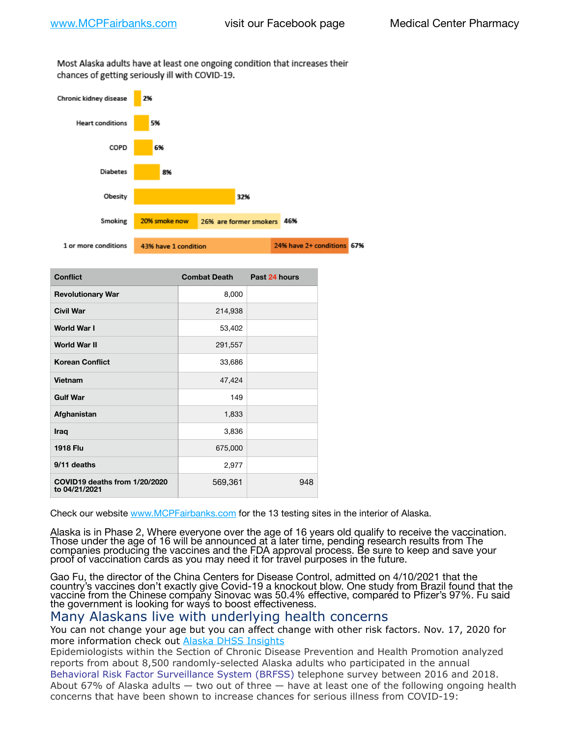Most Alaska adults have at least one ongoing condition that increases their chances of getting seriously ill with COVID-19.

| Condition | Percentage |
|---|---|
| Chronic kidney disease | 2% |
| Heart conditions | 5% |
| COPD | 6% |
| Diabetes | 8% |
| Obesity | 32% |
| Smoking | 20% smoke now; 26% are former smokers — 46% |
| 1 or more conditions | 43% have 1 condition; 24% have 2+ conditions — 67% |

| Conflict | Combat Death | Past 24 hours |
|---|---|---|
| Revolutionary War | 8,000 | |
| Civil War | 214,938 | |
| World War I | 53,402 | |
| World War II | 291,557 | |
| Korean Conflict | 33,686 | |
| Vietnam | 47,424 | |
| Gulf War | 149 | |
| Afghanistan | 1,833 | |
| Iraq | 3,836 | |
| 1918 Flu | 675,000 | |
| 9/11 deaths | 2,977 | |
| COVID19 deaths from 1/20/2020 to 04/21/2021 | 569,361 | 948 |

Check our website www.MCPFairbanks.com for the 13 testing sites in the interior of Alaska.

Alaska is in Phase 2, Where everyone over the age of 16 years old qualify to receive the vaccination. Those under the age of 16 will be announced at a later time, pending research results from The companies producing the vaccines and the FDA approval process. Be sure to keep and save your proof of vaccination cards as you may need it for travel purposes in the future.

Gao Fu, the director of the China Centers for Disease Control, admitted on 4/10/2021 that the country's vaccines don't exactly give Covid-19 a knockout blow. One study from Brazil found that the vaccine from the Chinese company Sinovac was 50.4% effective, compared to Pfizer's 97%. Fu said the government is looking for ways to boost effectiveness.

## Many Alaskans live with underlying health concerns

You can not change your age but you can affect change with other risk factors. Nov. 17, 2020 for more information check out Alaska DHSS Insights

Epidemiologists within the Section of Chronic Disease Prevention and Health Promotion analyzed reports from about 8,500 randomly-selected Alaska adults who participated in the annual Behavioral Risk Factor Surveillance System (BRFSS) telephone survey between 2016 and 2018. About 67% of Alaska adults — two out of three — have at least one of the following ongoing health concerns that have been shown to increase chances for serious illness from COVID-19: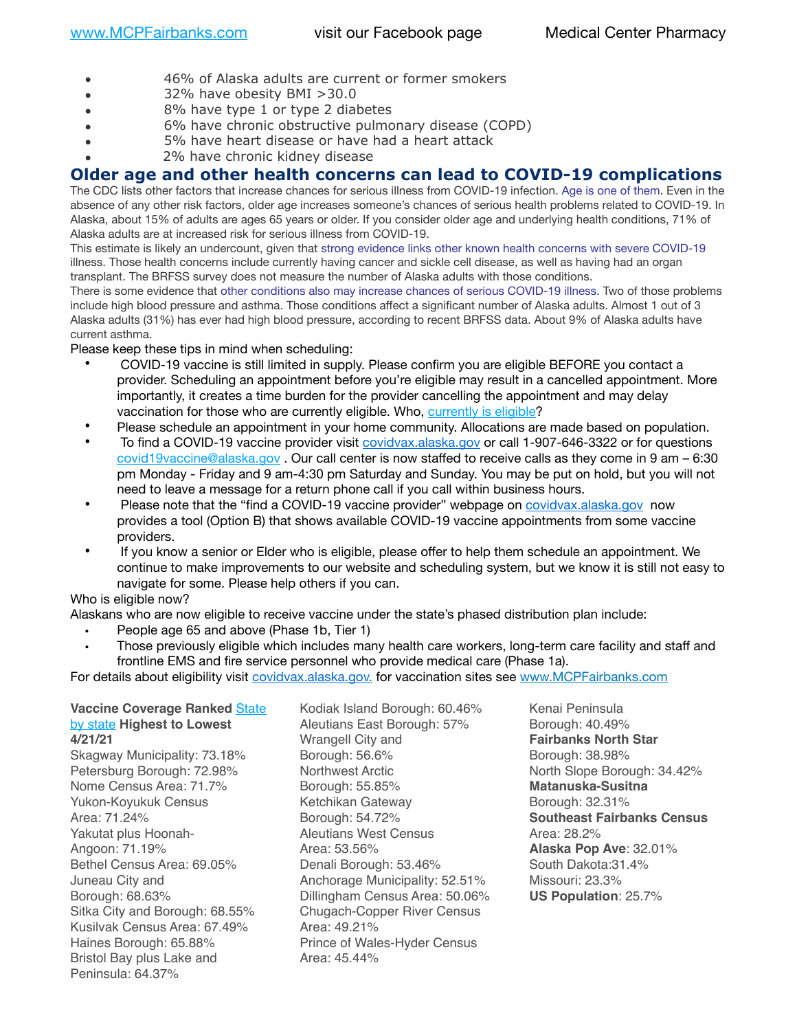- 46% of Alaska adults are current or former smokers
- 32% have obesity BMI >30.0
- 8% have type 1 or type 2 diabetes
- 6% have chronic obstructive pulmonary disease (COPD)
- 5% have heart disease or have had a heart attack
- 2% have chronic kidney disease

## Older age and other health concerns can lead to COVID-19 complications

The CDC lists other factors that increase chances for serious illness from COVID-19 infection. Age is one of them. Even in the absence of any other risk factors, older age increases someone's chances of serious health problems related to COVID-19. In Alaska, about 15% of adults are ages 65 years or older. If you consider older age and underlying health conditions, 71% of Alaska adults are at increased risk for serious illness from COVID-19.

This estimate is likely an undercount, given that strong evidence links other known health concerns with severe COVID-19 illness. Those health concerns include currently having cancer and sickle cell disease, as well as having had an organ transplant. The BRFSS survey does not measure the number of Alaska adults with those conditions.

There is some evidence that other conditions also may increase chances of serious COVID-19 illness. Two of those problems include high blood pressure and asthma. Those conditions affect a significant number of Alaska adults. Almost 1 out of 3 Alaska adults (31%) has ever had high blood pressure, according to recent BRFSS data. About 9% of Alaska adults have current asthma.

Please keep these tips in mind when scheduling:

- COVID-19 vaccine is still limited in supply. Please confirm you are eligible BEFORE you contact a provider. Scheduling an appointment before you're eligible may result in a cancelled appointment. More importantly, it creates a time burden for the provider cancelling the appointment and may delay vaccination for those who are currently eligible. Who, currently is eligible?
- Please schedule an appointment in your home community. Allocations are made based on population.
- To find a COVID-19 vaccine provider visit covidvax.alaska.gov or call 1-907-646-3322 or for questions covid19vaccine@alaska.gov . Our call center is now staffed to receive calls as they come in 9 am – 6:30 pm Monday - Friday and 9 am-4:30 pm Saturday and Sunday. You may be put on hold, but you will not need to leave a message for a return phone call if you call within business hours.
- Please note that the "find a COVID-19 vaccine provider" webpage on covidvax.alaska.gov now provides a tool (Option B) that shows available COVID-19 vaccine appointments from some vaccine providers.
- If you know a senior or Elder who is eligible, please offer to help them schedule an appointment. We continue to make improvements to our website and scheduling system, but we know it is still not easy to navigate for some. Please help others if you can.

Who is eligible now?

Alaskans who are now eligible to receive vaccine under the state's phased distribution plan include:

- People age 65 and above (Phase 1b, Tier 1)
- Those previously eligible which includes many health care workers, long-term care facility and staff and frontline EMS and fire service personnel who provide medical care (Phase 1a).

For details about eligibility visit covidvax.alaska.gov. for vaccination sites see www.MCPFairbanks.com

**Vaccine Coverage Ranked State by state Highest to Lowest 4/21/21**

Skagway Municipality: 73.18%
Petersburg Borough: 72.98%
Nome Census Area: 71.7%
Yukon-Koyukuk Census Area: 71.24%
Yakutat plus Hoonah-Angoon: 71.19%
Bethel Census Area: 69.05%
Juneau City and Borough: 68.63%
Sitka City and Borough: 68.55%
Kusilvak Census Area: 67.49%
Haines Borough: 65.88%
Bristol Bay plus Lake and Peninsula: 64.37%
Kodiak Island Borough: 60.46%
Aleutians East Borough: 57%
Wrangell City and Borough: 56.6%
Northwest Arctic Borough: 55.85%
Ketchikan Gateway Borough: 54.72%
Aleutians West Census Area: 53.56%
Denali Borough: 53.46%
Anchorage Municipality: 52.51%
Dillingham Census Area: 50.06%
Chugach-Copper River Census Area: 49.21%
Prince of Wales-Hyder Census Area: 45.44%
Kenai Peninsula Borough: 40.49%
**Fairbanks North Star** Borough: 38.98%
North Slope Borough: 34.42%
**Matanuska-Susitna** Borough: 32.31%
**Southeast Fairbanks Census** Area: 28.2%
**Alaska Pop Ave**: 32.01%
South Dakota:31.4%
Missouri: 23.3%
**US Population**: 25.7%